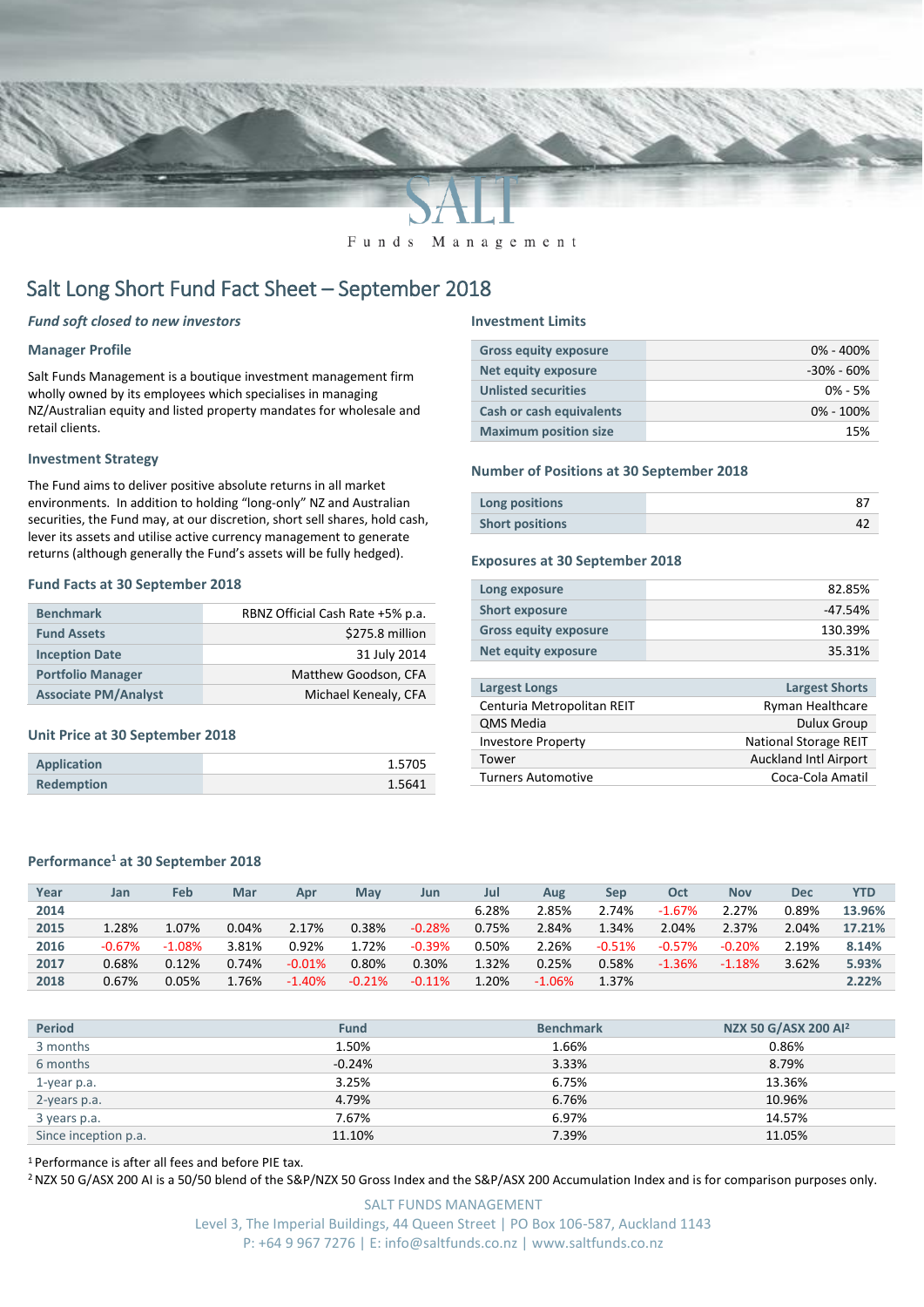SALT

Funds Management

# Salt Long Short Fund Fact Sheet – September 2018

*Fund soft closed to new investors*

### Manager Profile

Salt Funds Management is a boutique investment management firm wholly owned by its employees which specialises in managing NZ/Australian equity and listed property mandates for wholesale and retail clients.

### Investment Strategy

The Fund aims to deliver positive absolute returns in all market environments. In addition to holding "long-only" NZ and Australian securities, the Fund may, at our discretion, short sell shares, hold cash, lever its assets and utilise active currency management to generate returns (although generally the Fund's assets will be fully hedged).

### Fund Facts at 30 September 2018

| | |
|---|---|
| Benchmark | RBNZ Official Cash Rate +5% p.a. |
| Fund Assets | $275.8 million |
| Inception Date | 31 July 2014 |
| Portfolio Manager | Matthew Goodson, CFA |
| Associate PM/Analyst | Michael Kenealy, CFA |

### Unit Price at 30 September 2018

| | |
|---|---|
| Application | 1.5705 |
| Redemption | 1.5641 |

### Investment Limits

| | |
|---|---|
| Gross equity exposure | 0% - 400% |
| Net equity exposure | -30% - 60% |
| Unlisted securities | 0% - 5% |
| Cash or cash equivalents | 0% - 100% |
| Maximum position size | 15% |

### Number of Positions at 30 September 2018

| | |
|---|---|
| Long positions | 87 |
| Short positions | 42 |

### Exposures at 30 September 2018

| | |
|---|---|
| Long exposure | 82.85% |
| Short exposure | -47.54% |
| Gross equity exposure | 130.39% |
| Net equity exposure | 35.31% |

| Largest Longs | Largest Shorts |
|---|---|
| Centuria Metropolitan REIT | Ryman Healthcare |
| QMS Media | Dulux Group |
| Investore Property | National Storage REIT |
| Tower | Auckland Intl Airport |
| Turners Automotive | Coca-Cola Amatil |

### Performance[1] at 30 September 2018

| Year | Jan | Feb | Mar | Apr | May | Jun | Jul | Aug | Sep | Oct | Nov | Dec | YTD |
|---|---|---|---|---|---|---|---|---|---|---|---|---|---|
| 2014 | | | | | | | 6.28% | 2.85% | 2.74% | -1.67% | 2.27% | 0.89% | 13.96% |
| 2015 | 1.28% | 1.07% | 0.04% | 2.17% | 0.38% | -0.28% | 0.75% | 2.84% | 1.34% | 2.04% | 2.37% | 2.04% | 17.21% |
| 2016 | -0.67% | -1.08% | 3.81% | 0.92% | 1.72% | -0.39% | 0.50% | 2.26% | -0.51% | -0.57% | -0.20% | 2.19% | 8.14% |
| 2017 | 0.68% | 0.12% | 0.74% | -0.01% | 0.80% | 0.30% | 1.32% | 0.25% | 0.58% | -1.36% | -1.18% | 3.62% | 5.93% |
| 2018 | 0.67% | 0.05% | 1.76% | -1.40% | -0.21% | -0.11% | 1.20% | -1.06% | 1.37% | | | | 2.22% |

| Period | Fund | Benchmark | NZX 50 G/ASX 200 AI[2] |
|---|---|---|---|
| 3 months | 1.50% | 1.66% | 0.86% |
| 6 months | -0.24% | 3.33% | 8.79% |
| 1-year p.a. | 3.25% | 6.75% | 13.36% |
| 2-years p.a. | 4.79% | 6.76% | 10.96% |
| 3 years p.a. | 7.67% | 6.97% | 14.57% |
| Since inception p.a. | 11.10% | 7.39% | 11.05% |

[1] Performance is after all fees and before PIE tax.

[2] NZX 50 G/ASX 200 AI is a 50/50 blend of the S&P/NZX 50 Gross Index and the S&P/ASX 200 Accumulation Index and is for comparison purposes only.

SALT FUNDS MANAGEMENT
Level 3, The Imperial Buildings, 44 Queen Street | PO Box 106-587, Auckland 1143
P: +64 9 967 7276 | E: info@saltfunds.co.nz | www.saltfunds.co.nz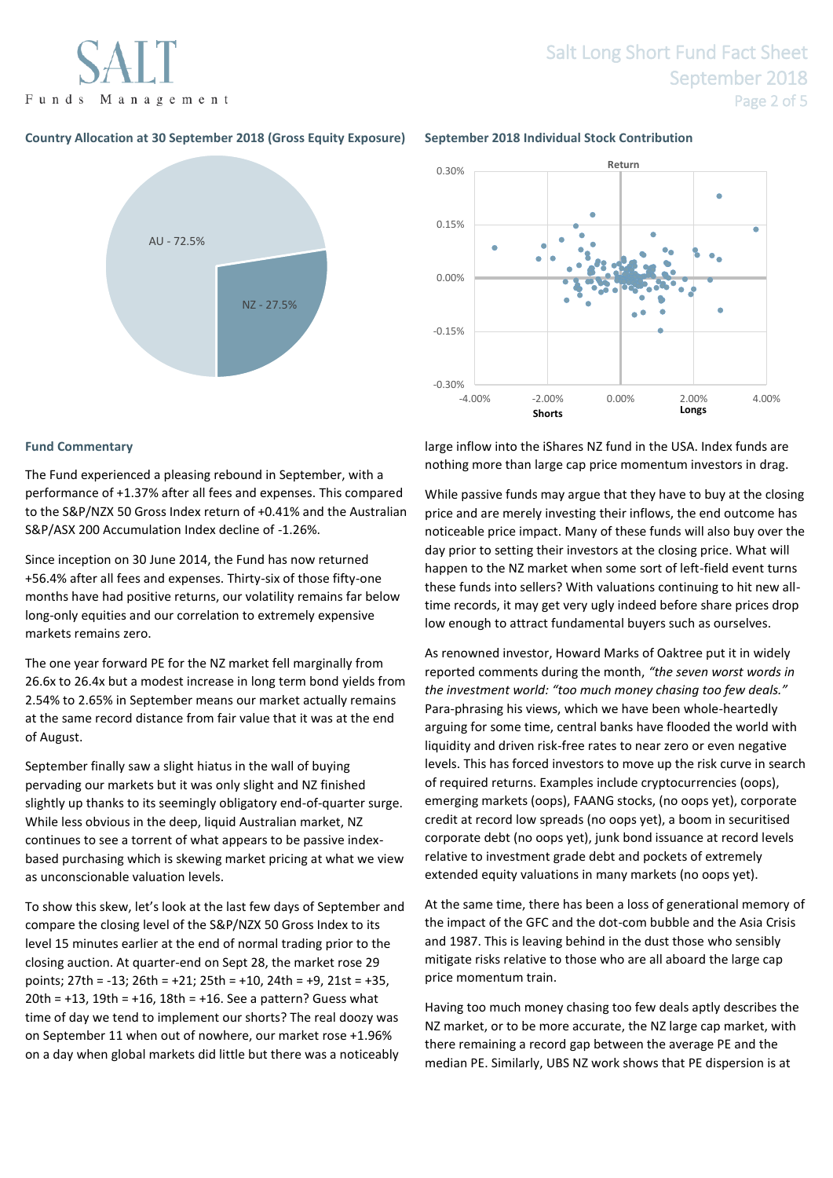### Country Allocation at 30 September 2018 (Gross Equity Exposure)

AU - 72.5%

NZ - 27.5%

### September 2018 Individual Stock Contribution

Return

Shorts

Longs

## Fund Commentary

The Fund experienced a pleasing rebound in September, with a performance of +1.37% after all fees and expenses. This compared to the S&P/NZX 50 Gross Index return of +0.41% and the Australian S&P/ASX 200 Accumulation Index decline of -1.26%.

Since inception on 30 June 2014, the Fund has now returned +56.4% after all fees and expenses. Thirty-six of those fifty-one months have had positive returns, our volatility remains far below long-only equities and our correlation to extremely expensive markets remains zero.

The one year forward PE for the NZ market fell marginally from 26.6x to 26.4x but a modest increase in long term bond yields from 2.54% to 2.65% in September means our market actually remains at the same record distance from fair value that it was at the end of August.

September finally saw a slight hiatus in the wall of buying pervading our markets but it was only slight and NZ finished slightly up thanks to its seemingly obligatory end-of-quarter surge. While less obvious in the deep, liquid Australian market, NZ continues to see a torrent of what appears to be passive index-based purchasing which is skewing market pricing at what we view as unconscionable valuation levels.

To show this skew, let's look at the last few days of September and compare the closing level of the S&P/NZX 50 Gross Index to its level 15 minutes earlier at the end of normal trading prior to the closing auction. At quarter-end on Sept 28, the market rose 29 points; 27th = -13; 26th = +21; 25th = +10, 24th = +9, 21st = +35, 20th = +13, 19th = +16, 18th = +16. See a pattern? Guess what time of day we tend to implement our shorts? The real doozy was on September 11 when out of nowhere, our market rose +1.96% on a day when global markets did little but there was a noticeably large inflow into the iShares NZ fund in the USA. Index funds are nothing more than large cap price momentum investors in drag.

While passive funds may argue that they have to buy at the closing price and are merely investing their inflows, the end outcome has noticeable price impact. Many of these funds will also buy over the day prior to setting their investors at the closing price. What will happen to the NZ market when some sort of left-field event turns these funds into sellers? With valuations continuing to hit new all-time records, it may get very ugly indeed before share prices drop low enough to attract fundamental buyers such as ourselves.

As renowned investor, Howard Marks of Oaktree put it in widely reported comments during the month, *"the seven worst words in the investment world: "too much money chasing too few deals."* Para-phrasing his views, which we have been whole-heartedly arguing for some time, central banks have flooded the world with liquidity and driven risk-free rates to near zero or even negative levels. This has forced investors to move up the risk curve in search of required returns. Examples include cryptocurrencies (oops), emerging markets (oops), FAANG stocks, (no oops yet), corporate credit at record low spreads (no oops yet), a boom in securitised corporate debt (no oops yet), junk bond issuance at record levels relative to investment grade debt and pockets of extremely extended equity valuations in many markets (no oops yet).

At the same time, there has been a loss of generational memory of the impact of the GFC and the dot-com bubble and the Asia Crisis and 1987. This is leaving behind in the dust those who sensibly mitigate risks relative to those who are all aboard the large cap price momentum train.

Having too much money chasing too few deals aptly describes the NZ market, or to be more accurate, the NZ large cap market, with there remaining a record gap between the average PE and the median PE. Similarly, UBS NZ work shows that PE dispersion is at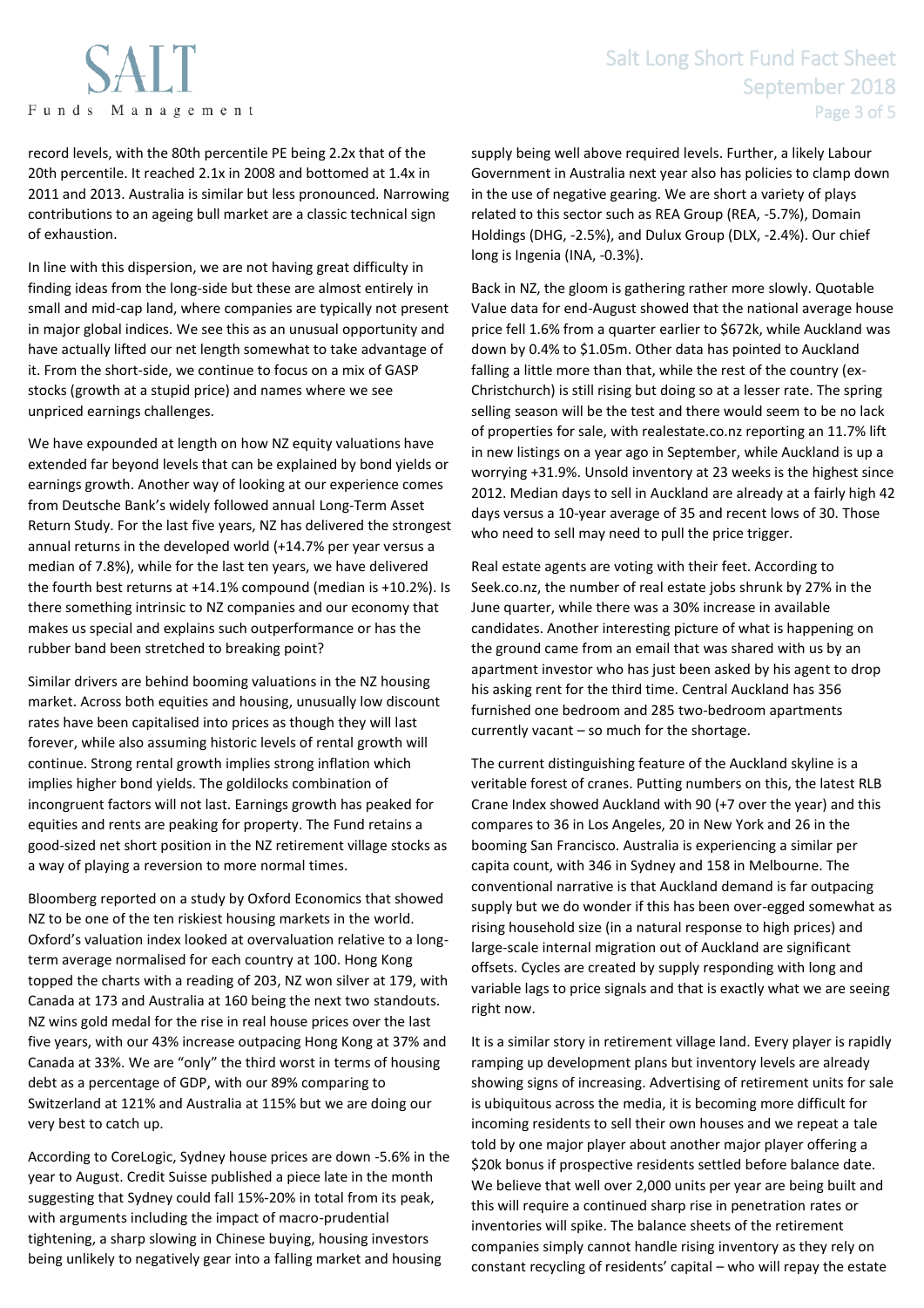record levels, with the 80th percentile PE being 2.2x that of the 20th percentile. It reached 2.1x in 2008 and bottomed at 1.4x in 2011 and 2013. Australia is similar but less pronounced. Narrowing contributions to an ageing bull market are a classic technical sign of exhaustion.

In line with this dispersion, we are not having great difficulty in finding ideas from the long-side but these are almost entirely in small and mid-cap land, where companies are typically not present in major global indices. We see this as an unusual opportunity and have actually lifted our net length somewhat to take advantage of it. From the short-side, we continue to focus on a mix of GASP stocks (growth at a stupid price) and names where we see unpriced earnings challenges.

We have expounded at length on how NZ equity valuations have extended far beyond levels that can be explained by bond yields or earnings growth. Another way of looking at our experience comes from Deutsche Bank's widely followed annual Long-Term Asset Return Study. For the last five years, NZ has delivered the strongest annual returns in the developed world (+14.7% per year versus a median of 7.8%), while for the last ten years, we have delivered the fourth best returns at +14.1% compound (median is +10.2%). Is there something intrinsic to NZ companies and our economy that makes us special and explains such outperformance or has the rubber band been stretched to breaking point?

Similar drivers are behind booming valuations in the NZ housing market. Across both equities and housing, unusually low discount rates have been capitalised into prices as though they will last forever, while also assuming historic levels of rental growth will continue. Strong rental growth implies strong inflation which implies higher bond yields. The goldilocks combination of incongruent factors will not last. Earnings growth has peaked for equities and rents are peaking for property. The Fund retains a good-sized net short position in the NZ retirement village stocks as a way of playing a reversion to more normal times.

Bloomberg reported on a study by Oxford Economics that showed NZ to be one of the ten riskiest housing markets in the world. Oxford's valuation index looked at overvaluation relative to a long-term average normalised for each country at 100. Hong Kong topped the charts with a reading of 203, NZ won silver at 179, with Canada at 173 and Australia at 160 being the next two standouts. NZ wins gold medal for the rise in real house prices over the last five years, with our 43% increase outpacing Hong Kong at 37% and Canada at 33%. We are "only" the third worst in terms of housing debt as a percentage of GDP, with our 89% comparing to Switzerland at 121% and Australia at 115% but we are doing our very best to catch up.

According to CoreLogic, Sydney house prices are down -5.6% in the year to August. Credit Suisse published a piece late in the month suggesting that Sydney could fall 15%-20% in total from its peak, with arguments including the impact of macro-prudential tightening, a sharp slowing in Chinese buying, housing investors being unlikely to negatively gear into a falling market and housing supply being well above required levels. Further, a likely Labour Government in Australia next year also has policies to clamp down in the use of negative gearing. We are short a variety of plays related to this sector such as REA Group (REA, -5.7%), Domain Holdings (DHG, -2.5%), and Dulux Group (DLX, -2.4%). Our chief long is Ingenia (INA, -0.3%).

Back in NZ, the gloom is gathering rather more slowly. Quotable Value data for end-August showed that the national average house price fell 1.6% from a quarter earlier to $672k, while Auckland was down by 0.4% to $1.05m. Other data has pointed to Auckland falling a little more than that, while the rest of the country (ex-Christchurch) is still rising but doing so at a lesser rate. The spring selling season will be the test and there would seem to be no lack of properties for sale, with realestate.co.nz reporting an 11.7% lift in new listings on a year ago in September, while Auckland is up a worrying +31.9%. Unsold inventory at 23 weeks is the highest since 2012. Median days to sell in Auckland are already at a fairly high 42 days versus a 10-year average of 35 and recent lows of 30. Those who need to sell may need to pull the price trigger.

Real estate agents are voting with their feet. According to Seek.co.nz, the number of real estate jobs shrunk by 27% in the June quarter, while there was a 30% increase in available candidates. Another interesting picture of what is happening on the ground came from an email that was shared with us by an apartment investor who has just been asked by his agent to drop his asking rent for the third time. Central Auckland has 356 furnished one bedroom and 285 two-bedroom apartments currently vacant – so much for the shortage.

The current distinguishing feature of the Auckland skyline is a veritable forest of cranes. Putting numbers on this, the latest RLB Crane Index showed Auckland with 90 (+7 over the year) and this compares to 36 in Los Angeles, 20 in New York and 26 in the booming San Francisco. Australia is experiencing a similar per capita count, with 346 in Sydney and 158 in Melbourne. The conventional narrative is that Auckland demand is far outpacing supply but we do wonder if this has been over-egged somewhat as rising household size (in a natural response to high prices) and large-scale internal migration out of Auckland are significant offsets. Cycles are created by supply responding with long and variable lags to price signals and that is exactly what we are seeing right now.

It is a similar story in retirement village land. Every player is rapidly ramping up development plans but inventory levels are already showing signs of increasing. Advertising of retirement units for sale is ubiquitous across the media, it is becoming more difficult for incoming residents to sell their own houses and we repeat a tale told by one major player about another major player offering a $20k bonus if prospective residents settled before balance date. We believe that well over 2,000 units per year are being built and this will require a continued sharp rise in penetration rates or inventories will spike. The balance sheets of the retirement companies simply cannot handle rising inventory as they rely on constant recycling of residents' capital – who will repay the estate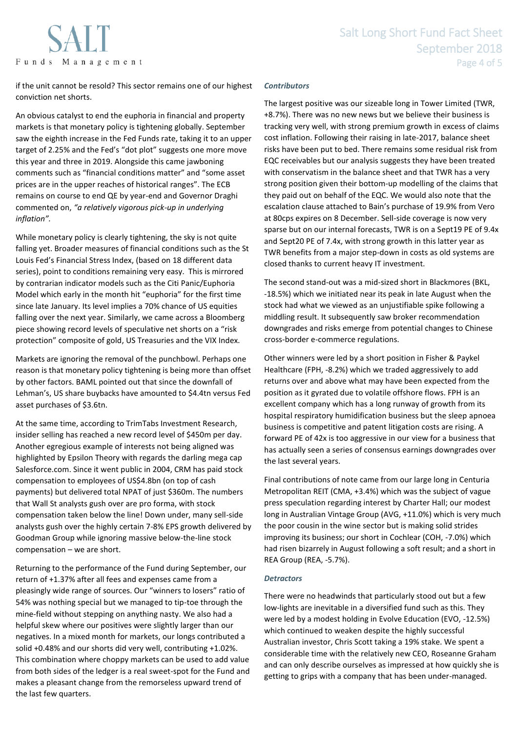if the unit cannot be resold? This sector remains one of our highest conviction net shorts.

An obvious catalyst to end the euphoria in financial and property markets is that monetary policy is tightening globally. September saw the eighth increase in the Fed Funds rate, taking it to an upper target of 2.25% and the Fed's "dot plot" suggests one more move this year and three in 2019. Alongside this came jawboning comments such as "financial conditions matter" and "some asset prices are in the upper reaches of historical ranges". The ECB remains on course to end QE by year-end and Governor Draghi commented on, *"a relatively vigorous pick-up in underlying inflation"*.

While monetary policy is clearly tightening, the sky is not quite falling yet. Broader measures of financial conditions such as the St Louis Fed's Financial Stress Index, (based on 18 different data series), point to conditions remaining very easy. This is mirrored by contrarian indicator models such as the Citi Panic/Euphoria Model which early in the month hit "euphoria" for the first time since late January. Its level implies a 70% chance of US equities falling over the next year. Similarly, we came across a Bloomberg piece showing record levels of speculative net shorts on a "risk protection" composite of gold, US Treasuries and the VIX Index.

Markets are ignoring the removal of the punchbowl. Perhaps one reason is that monetary policy tightening is being more than offset by other factors. BAML pointed out that since the downfall of Lehman's, US share buybacks have amounted to $4.4tn versus Fed asset purchases of $3.6tn.

At the same time, according to TrimTabs Investment Research, insider selling has reached a new record level of $450m per day. Another egregious example of interests not being aligned was highlighted by Epsilon Theory with regards the darling mega cap Salesforce.com. Since it went public in 2004, CRM has paid stock compensation to employees of US$4.8bn (on top of cash payments) but delivered total NPAT of just $360m. The numbers that Wall St analysts gush over are pro forma, with stock compensation taken below the line! Down under, many sell-side analysts gush over the highly certain 7-8% EPS growth delivered by Goodman Group while ignoring massive below-the-line stock compensation – we are short.

Returning to the performance of the Fund during September, our return of +1.37% after all fees and expenses came from a pleasingly wide range of sources. Our "winners to losers" ratio of 54% was nothing special but we managed to tip-toe through the mine-field without stepping on anything nasty. We also had a helpful skew where our positives were slightly larger than our negatives. In a mixed month for markets, our longs contributed a solid +0.48% and our shorts did very well, contributing +1.02%. This combination where choppy markets can be used to add value from both sides of the ledger is a real sweet-spot for the Fund and makes a pleasant change from the remorseless upward trend of the last few quarters.

### *Contributors*

The largest positive was our sizeable long in Tower Limited (TWR, +8.7%). There was no new news but we believe their business is tracking very well, with strong premium growth in excess of claims cost inflation. Following their raising in late-2017, balance sheet risks have been put to bed. There remains some residual risk from EQC receivables but our analysis suggests they have been treated with conservatism in the balance sheet and that TWR has a very strong position given their bottom-up modelling of the claims that they paid out on behalf of the EQC. We would also note that the escalation clause attached to Bain's purchase of 19.9% from Vero at 80cps expires on 8 December. Sell-side coverage is now very sparse but on our internal forecasts, TWR is on a Sept19 PE of 9.4x and Sept20 PE of 7.4x, with strong growth in this latter year as TWR benefits from a major step-down in costs as old systems are closed thanks to current heavy IT investment.

The second stand-out was a mid-sized short in Blackmores (BKL, -18.5%) which we initiated near its peak in late August when the stock had what we viewed as an unjustifiable spike following a middling result. It subsequently saw broker recommendation downgrades and risks emerge from potential changes to Chinese cross-border e-commerce regulations.

Other winners were led by a short position in Fisher & Paykel Healthcare (FPH, -8.2%) which we traded aggressively to add returns over and above what may have been expected from the position as it gyrated due to volatile offshore flows. FPH is an excellent company which has a long runway of growth from its hospital respiratory humidification business but the sleep apnoea business is competitive and patent litigation costs are rising. A forward PE of 42x is too aggressive in our view for a business that has actually seen a series of consensus earnings downgrades over the last several years.

Final contributions of note came from our large long in Centuria Metropolitan REIT (CMA, +3.4%) which was the subject of vague press speculation regarding interest by Charter Hall; our modest long in Australian Vintage Group (AVG, +11.0%) which is very much the poor cousin in the wine sector but is making solid strides improving its business; our short in Cochlear (COH, -7.0%) which had risen bizarrely in August following a soft result; and a short in REA Group (REA, -5.7%).

### *Detractors*

There were no headwinds that particularly stood out but a few low-lights are inevitable in a diversified fund such as this. They were led by a modest holding in Evolve Education (EVO, -12.5%) which continued to weaken despite the highly successful Australian investor, Chris Scott taking a 19% stake. We spent a considerable time with the relatively new CEO, Roseanne Graham and can only describe ourselves as impressed at how quickly she is getting to grips with a company that has been under-managed.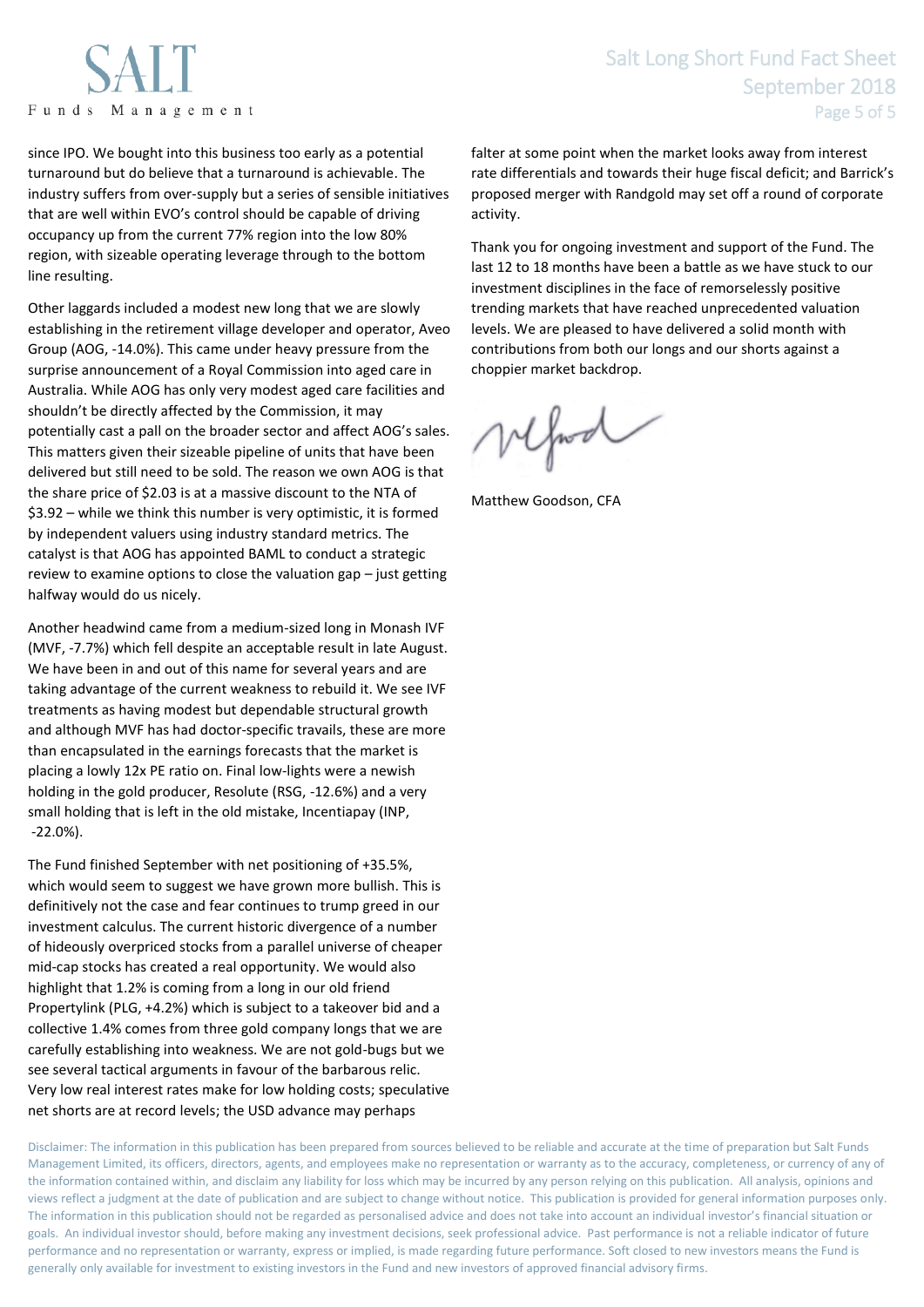since IPO. We bought into this business too early as a potential turnaround but do believe that a turnaround is achievable. The industry suffers from over-supply but a series of sensible initiatives that are well within EVO's control should be capable of driving occupancy up from the current 77% region into the low 80% region, with sizeable operating leverage through to the bottom line resulting.

Other laggards included a modest new long that we are slowly establishing in the retirement village developer and operator, Aveo Group (AOG, -14.0%). This came under heavy pressure from the surprise announcement of a Royal Commission into aged care in Australia. While AOG has only very modest aged care facilities and shouldn't be directly affected by the Commission, it may potentially cast a pall on the broader sector and affect AOG's sales. This matters given their sizeable pipeline of units that have been delivered but still need to be sold. The reason we own AOG is that the share price of $2.03 is at a massive discount to the NTA of $3.92 – while we think this number is very optimistic, it is formed by independent valuers using industry standard metrics. The catalyst is that AOG has appointed BAML to conduct a strategic review to examine options to close the valuation gap – just getting halfway would do us nicely.

Another headwind came from a medium-sized long in Monash IVF (MVF, -7.7%) which fell despite an acceptable result in late August. We have been in and out of this name for several years and are taking advantage of the current weakness to rebuild it. We see IVF treatments as having modest but dependable structural growth and although MVF has had doctor-specific travails, these are more than encapsulated in the earnings forecasts that the market is placing a lowly 12x PE ratio on. Final low-lights were a newish holding in the gold producer, Resolute (RSG, -12.6%) and a very small holding that is left in the old mistake, Incentiapay (INP, -22.0%).

The Fund finished September with net positioning of +35.5%, which would seem to suggest we have grown more bullish. This is definitively not the case and fear continues to trump greed in our investment calculus. The current historic divergence of a number of hideously overpriced stocks from a parallel universe of cheaper mid-cap stocks has created a real opportunity. We would also highlight that 1.2% is coming from a long in our old friend Propertylink (PLG, +4.2%) which is subject to a takeover bid and a collective 1.4% comes from three gold company longs that we are carefully establishing into weakness. We are not gold-bugs but we see several tactical arguments in favour of the barbarous relic. Very low real interest rates make for low holding costs; speculative net shorts are at record levels; the USD advance may perhaps falter at some point when the market looks away from interest rate differentials and towards their huge fiscal deficit; and Barrick's proposed merger with Randgold may set off a round of corporate activity.

Thank you for ongoing investment and support of the Fund. The last 12 to 18 months have been a battle as we have stuck to our investment disciplines in the face of remorselessly positive trending markets that have reached unprecedented valuation levels. We are pleased to have delivered a solid month with contributions from both our longs and our shorts against a choppier market backdrop.

Matthew Goodson, CFA

Disclaimer: The information in this publication has been prepared from sources believed to be reliable and accurate at the time of preparation but Salt Funds Management Limited, its officers, directors, agents, and employees make no representation or warranty as to the accuracy, completeness, or currency of any of the information contained within, and disclaim any liability for loss which may be incurred by any person relying on this publication. All analysis, opinions and views reflect a judgment at the date of publication and are subject to change without notice. This publication is provided for general information purposes only. The information in this publication should not be regarded as personalised advice and does not take into account an individual investor's financial situation or goals. An individual investor should, before making any investment decisions, seek professional advice. Past performance is not a reliable indicator of future performance and no representation or warranty, express or implied, is made regarding future performance. Soft closed to new investors means the Fund is generally only available for investment to existing investors in the Fund and new investors of approved financial advisory firms.